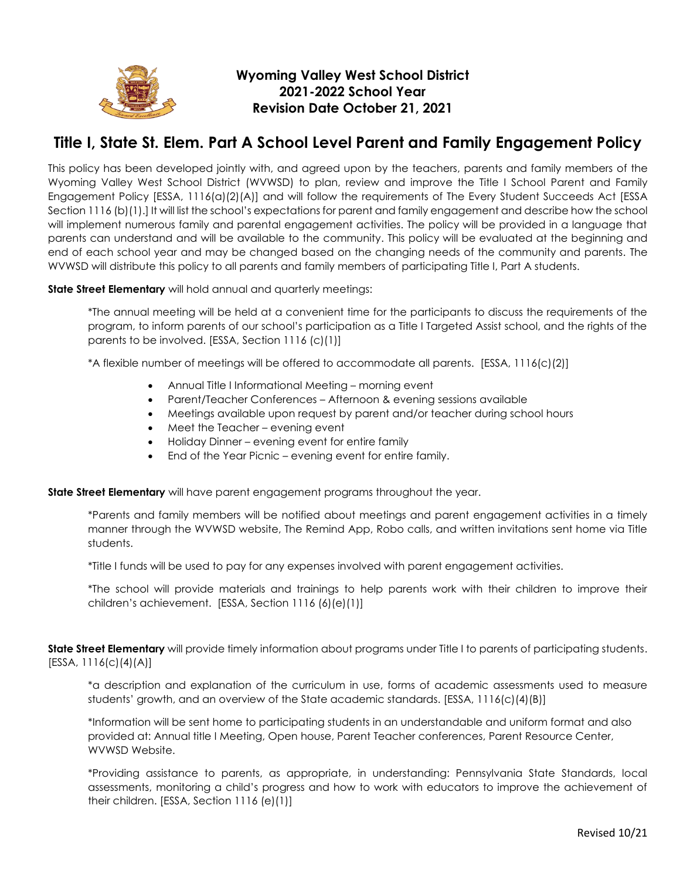**Wyoming Valley West School District**
**2021-2022 School Year**
**Revision Date October 21, 2021**

# Title I, State St. Elem. Part A School Level Parent and Family Engagement Policy

This policy has been developed jointly with, and agreed upon by the teachers, parents and family members of the Wyoming Valley West School District (WVWSD) to plan, review and improve the Title I School Parent and Family Engagement Policy [ESSA, 1116(a)(2)(A)] and will follow the requirements of The Every Student Succeeds Act [ESSA Section 1116 (b)(1).] It will list the school's expectations for parent and family engagement and describe how the school will implement numerous family and parental engagement activities. The policy will be provided in a language that parents can understand and will be available to the community. This policy will be evaluated at the beginning and end of each school year and may be changed based on the changing needs of the community and parents. The WVWSD will distribute this policy to all parents and family members of participating Title I, Part A students.

**State Street Elementary** will hold annual and quarterly meetings:

*The annual meeting will be held at a convenient time for the participants to discuss the requirements of the program, to inform parents of our school's participation as a Title I Targeted Assist school, and the rights of the parents to be involved. [ESSA, Section 1116 (c)(1)]

*A flexible number of meetings will be offered to accommodate all parents. [ESSA, 1116(c)(2)]

- Annual Title I Informational Meeting – morning event
- Parent/Teacher Conferences – Afternoon & evening sessions available
- Meetings available upon request by parent and/or teacher during school hours
- Meet the Teacher – evening event
- Holiday Dinner – evening event for entire family
- End of the Year Picnic – evening event for entire family.

**State Street Elementary** will have parent engagement programs throughout the year.

*Parents and family members will be notified about meetings and parent engagement activities in a timely manner through the WVWSD website, The Remind App, Robo calls, and written invitations sent home via Title students.

*Title I funds will be used to pay for any expenses involved with parent engagement activities.

*The school will provide materials and trainings to help parents work with their children to improve their children's achievement. [ESSA, Section 1116 (6)(e)(1)]

**State Street Elementary** will provide timely information about programs under Title I to parents of participating students. [ESSA, 1116(c)(4)(A)]

*a description and explanation of the curriculum in use, forms of academic assessments used to measure students' growth, and an overview of the State academic standards. [ESSA, 1116(c)(4)(B)]

*Information will be sent home to participating students in an understandable and uniform format and also provided at: Annual title I Meeting, Open house, Parent Teacher conferences, Parent Resource Center, WVWSD Website.

*Providing assistance to parents, as appropriate, in understanding: Pennsylvania State Standards, local assessments, monitoring a child's progress and how to work with educators to improve the achievement of their children. [ESSA, Section 1116 (e)(1)]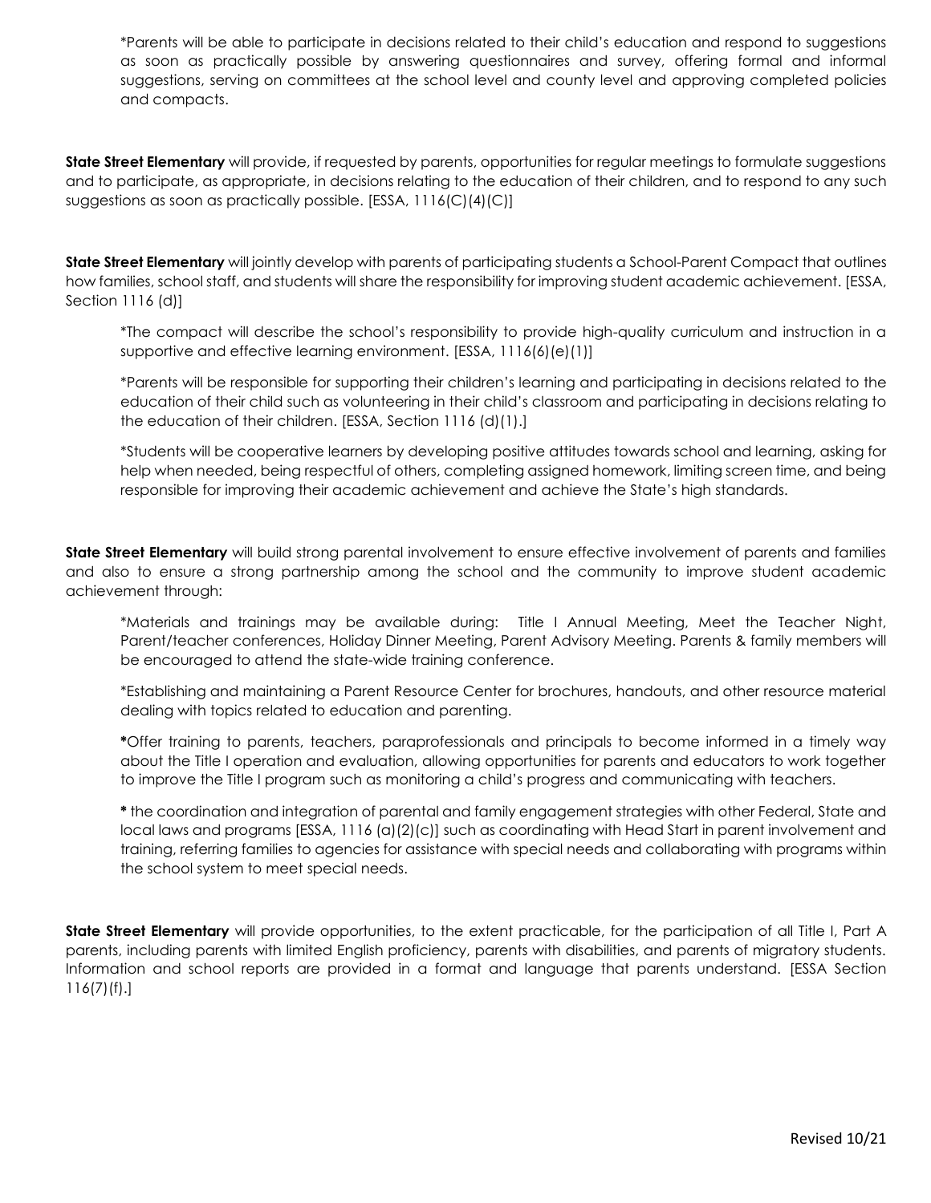*Parents will be able to participate in decisions related to their child's education and respond to suggestions as soon as practically possible by answering questionnaires and survey, offering formal and informal suggestions, serving on committees at the school level and county level and approving completed policies and compacts.

**State Street Elementary** will provide, if requested by parents, opportunities for regular meetings to formulate suggestions and to participate, as appropriate, in decisions relating to the education of their children, and to respond to any such suggestions as soon as practically possible. [ESSA, 1116(C)(4)(C)]

**State Street Elementary** will jointly develop with parents of participating students a School-Parent Compact that outlines how families, school staff, and students will share the responsibility for improving student academic achievement. [ESSA, Section 1116 (d)]

*The compact will describe the school's responsibility to provide high-quality curriculum and instruction in a supportive and effective learning environment. [ESSA, 1116(6)(e)(1)]

*Parents will be responsible for supporting their children's learning and participating in decisions related to the education of their child such as volunteering in their child's classroom and participating in decisions relating to the education of their children. [ESSA, Section 1116 (d)(1).]

*Students will be cooperative learners by developing positive attitudes towards school and learning, asking for help when needed, being respectful of others, completing assigned homework, limiting screen time, and being responsible for improving their academic achievement and achieve the State's high standards.

**State Street Elementary** will build strong parental involvement to ensure effective involvement of parents and families and also to ensure a strong partnership among the school and the community to improve student academic achievement through:

*Materials and trainings may be available during: Title I Annual Meeting, Meet the Teacher Night, Parent/teacher conferences, Holiday Dinner Meeting, Parent Advisory Meeting. Parents & family members will be encouraged to attend the state-wide training conference.

*Establishing and maintaining a Parent Resource Center for brochures, handouts, and other resource material dealing with topics related to education and parenting.

**\***Offer training to parents, teachers, paraprofessionals and principals to become informed in a timely way about the Title I operation and evaluation, allowing opportunities for parents and educators to work together to improve the Title I program such as monitoring a child's progress and communicating with teachers.

**\*** the coordination and integration of parental and family engagement strategies with other Federal, State and local laws and programs [ESSA, 1116 (a)(2)(c)] such as coordinating with Head Start in parent involvement and training, referring families to agencies for assistance with special needs and collaborating with programs within the school system to meet special needs.

**State Street Elementary** will provide opportunities, to the extent practicable, for the participation of all Title I, Part A parents, including parents with limited English proficiency, parents with disabilities, and parents of migratory students. Information and school reports are provided in a format and language that parents understand. [ESSA Section 116(7)(f).]

Revised 10/21